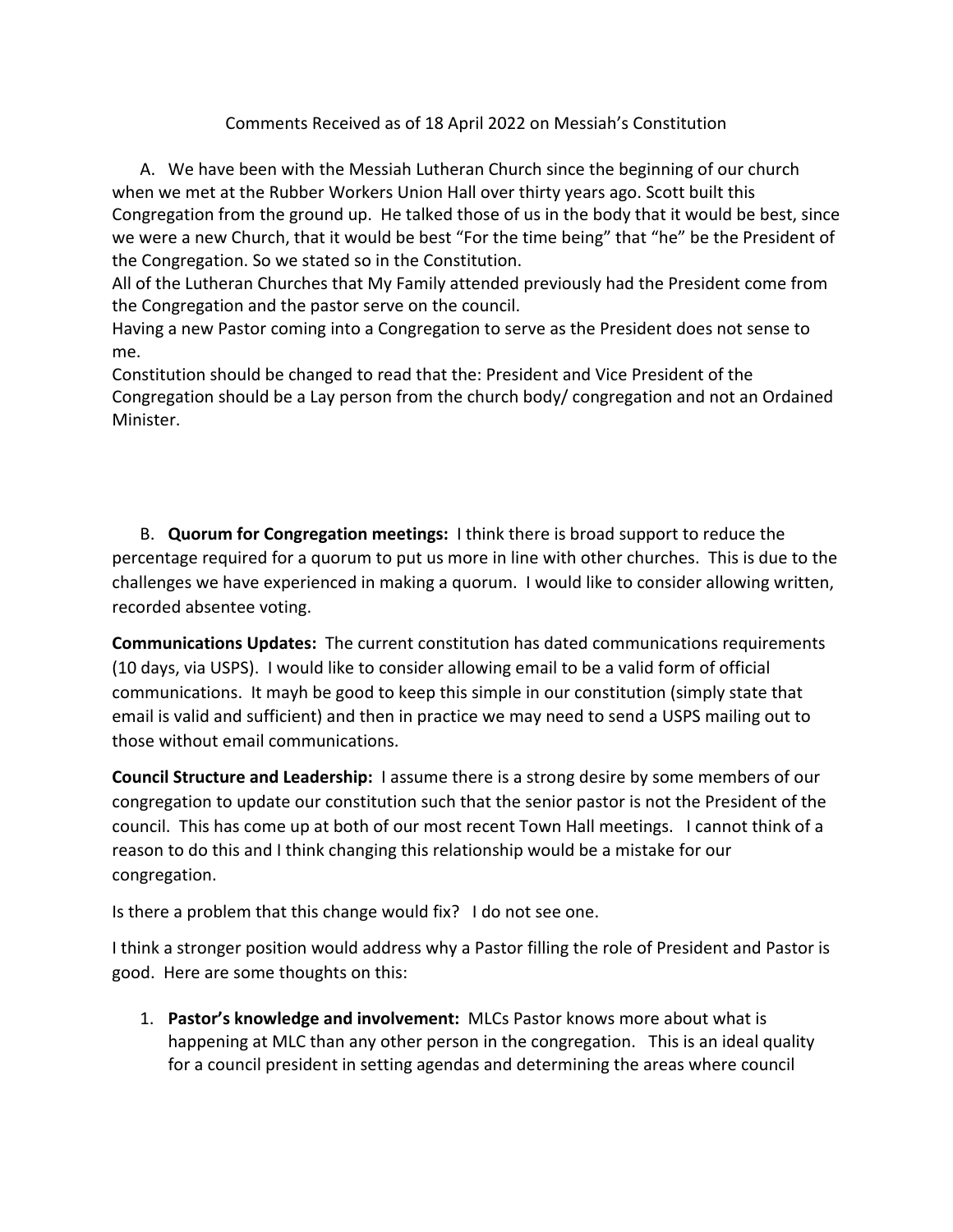Comments Received as of 18 April 2022 on Messiah's Constitution

A. We have been with the Messiah Lutheran Church since the beginning of our church when we met at the Rubber Workers Union Hall over thirty years ago. Scott built this Congregation from the ground up. He talked those of us in the body that it would be best, since we were a new Church, that it would be best "For the time being" that "he" be the President of the Congregation. So we stated so in the Constitution.
All of the Lutheran Churches that My Family attended previously had the President come from the Congregation and the pastor serve on the council.
Having a new Pastor coming into a Congregation to serve as the President does not sense to me.
Constitution should be changed to read that the: President and Vice President of the Congregation should be a Lay person from the church body/ congregation and not an Ordained Minister.

B. **Quorum for Congregation meetings:** I think there is broad support to reduce the percentage required for a quorum to put us more in line with other churches. This is due to the challenges we have experienced in making a quorum. I would like to consider allowing written, recorded absentee voting.

**Communications Updates:** The current constitution has dated communications requirements (10 days, via USPS). I would like to consider allowing email to be a valid form of official communications. It mayh be good to keep this simple in our constitution (simply state that email is valid and sufficient) and then in practice we may need to send a USPS mailing out to those without email communications.

**Council Structure and Leadership:** I assume there is a strong desire by some members of our congregation to update our constitution such that the senior pastor is not the President of the council. This has come up at both of our most recent Town Hall meetings. I cannot think of a reason to do this and I think changing this relationship would be a mistake for our congregation.

Is there a problem that this change would fix? I do not see one.

I think a stronger position would address why a Pastor filling the role of President and Pastor is good. Here are some thoughts on this:

1. **Pastor's knowledge and involvement:** MLCs Pastor knows more about what is happening at MLC than any other person in the congregation. This is an ideal quality for a council president in setting agendas and determining the areas where council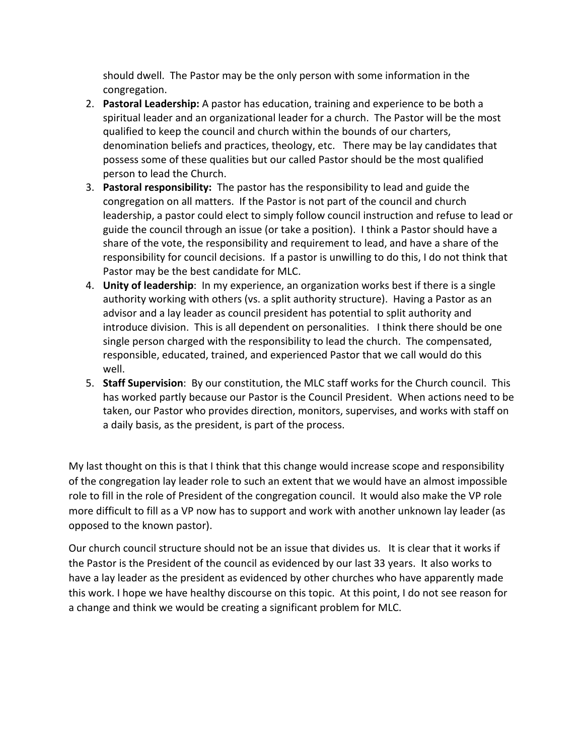should dwell. The Pastor may be the only person with some information in the congregation.

2. **Pastoral Leadership:** A pastor has education, training and experience to be both a spiritual leader and an organizational leader for a church. The Pastor will be the most qualified to keep the council and church within the bounds of our charters, denomination beliefs and practices, theology, etc. There may be lay candidates that possess some of these qualities but our called Pastor should be the most qualified person to lead the Church.
3. **Pastoral responsibility:** The pastor has the responsibility to lead and guide the congregation on all matters. If the Pastor is not part of the council and church leadership, a pastor could elect to simply follow council instruction and refuse to lead or guide the council through an issue (or take a position). I think a Pastor should have a share of the vote, the responsibility and requirement to lead, and have a share of the responsibility for council decisions. If a pastor is unwilling to do this, I do not think that Pastor may be the best candidate for MLC.
4. **Unity of leadership**: In my experience, an organization works best if there is a single authority working with others (vs. a split authority structure). Having a Pastor as an advisor and a lay leader as council president has potential to split authority and introduce division. This is all dependent on personalities. I think there should be one single person charged with the responsibility to lead the church. The compensated, responsible, educated, trained, and experienced Pastor that we call would do this well.
5. **Staff Supervision**: By our constitution, the MLC staff works for the Church council. This has worked partly because our Pastor is the Council President. When actions need to be taken, our Pastor who provides direction, monitors, supervises, and works with staff on a daily basis, as the president, is part of the process.

My last thought on this is that I think that this change would increase scope and responsibility of the congregation lay leader role to such an extent that we would have an almost impossible role to fill in the role of President of the congregation council. It would also make the VP role more difficult to fill as a VP now has to support and work with another unknown lay leader (as opposed to the known pastor).

Our church council structure should not be an issue that divides us. It is clear that it works if the Pastor is the President of the council as evidenced by our last 33 years. It also works to have a lay leader as the president as evidenced by other churches who have apparently made this work. I hope we have healthy discourse on this topic. At this point, I do not see reason for a change and think we would be creating a significant problem for MLC.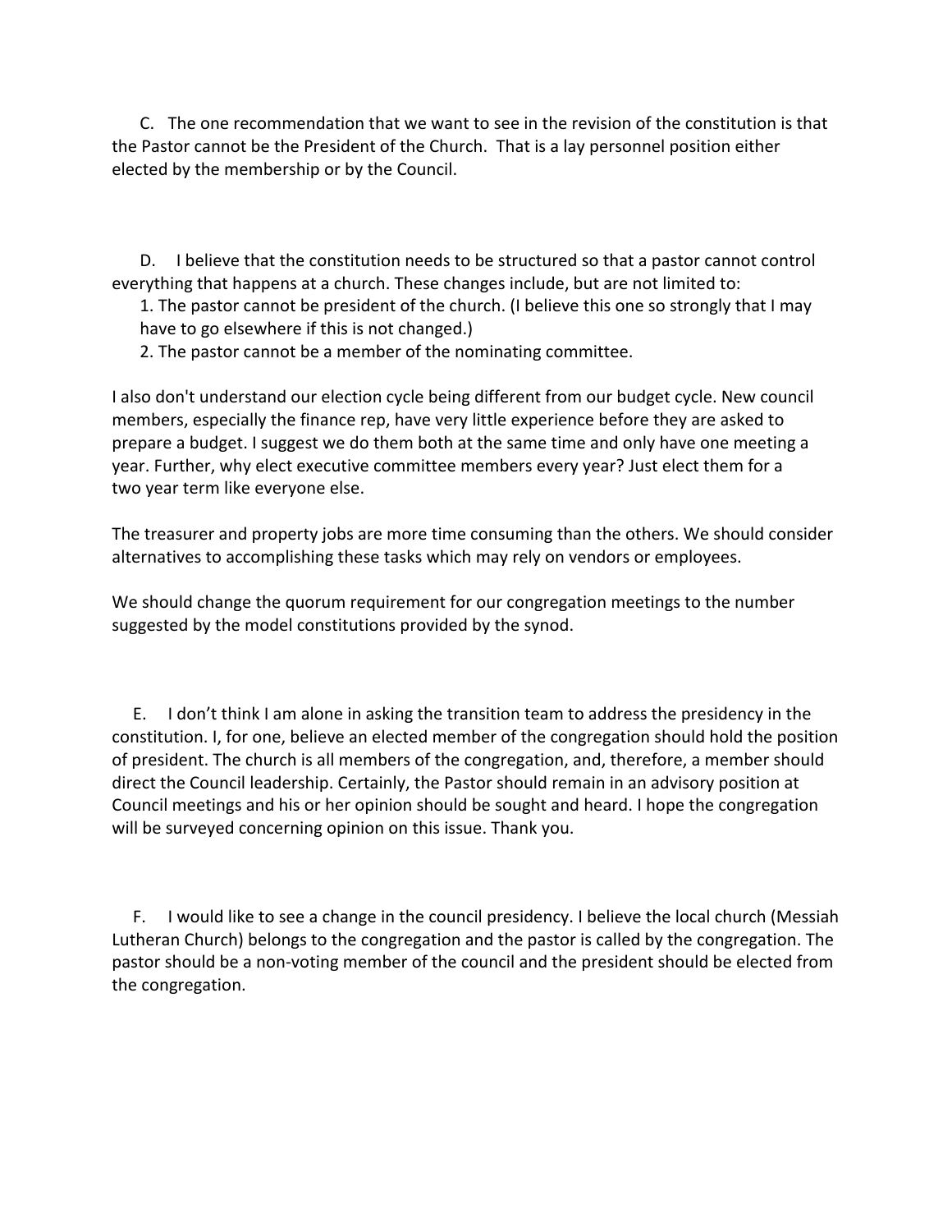C. The one recommendation that we want to see in the revision of the constitution is that the Pastor cannot be the President of the Church. That is a lay personnel position either elected by the membership or by the Council.

D. I believe that the constitution needs to be structured so that a pastor cannot control everything that happens at a church. These changes include, but are not limited to:

1. The pastor cannot be president of the church. (I believe this one so strongly that I may have to go elsewhere if this is not changed.)
2. The pastor cannot be a member of the nominating committee.

I also don't understand our election cycle being different from our budget cycle. New council members, especially the finance rep, have very little experience before they are asked to prepare a budget. I suggest we do them both at the same time and only have one meeting a year. Further, why elect executive committee members every year? Just elect them for a two year term like everyone else.

The treasurer and property jobs are more time consuming than the others. We should consider alternatives to accomplishing these tasks which may rely on vendors or employees.

We should change the quorum requirement for our congregation meetings to the number suggested by the model constitutions provided by the synod.

E. I don't think I am alone in asking the transition team to address the presidency in the constitution. I, for one, believe an elected member of the congregation should hold the position of president. The church is all members of the congregation, and, therefore, a member should direct the Council leadership. Certainly, the Pastor should remain in an advisory position at Council meetings and his or her opinion should be sought and heard. I hope the congregation will be surveyed concerning opinion on this issue. Thank you.

F. I would like to see a change in the council presidency. I believe the local church (Messiah Lutheran Church) belongs to the congregation and the pastor is called by the congregation. The pastor should be a non-voting member of the council and the president should be elected from the congregation.